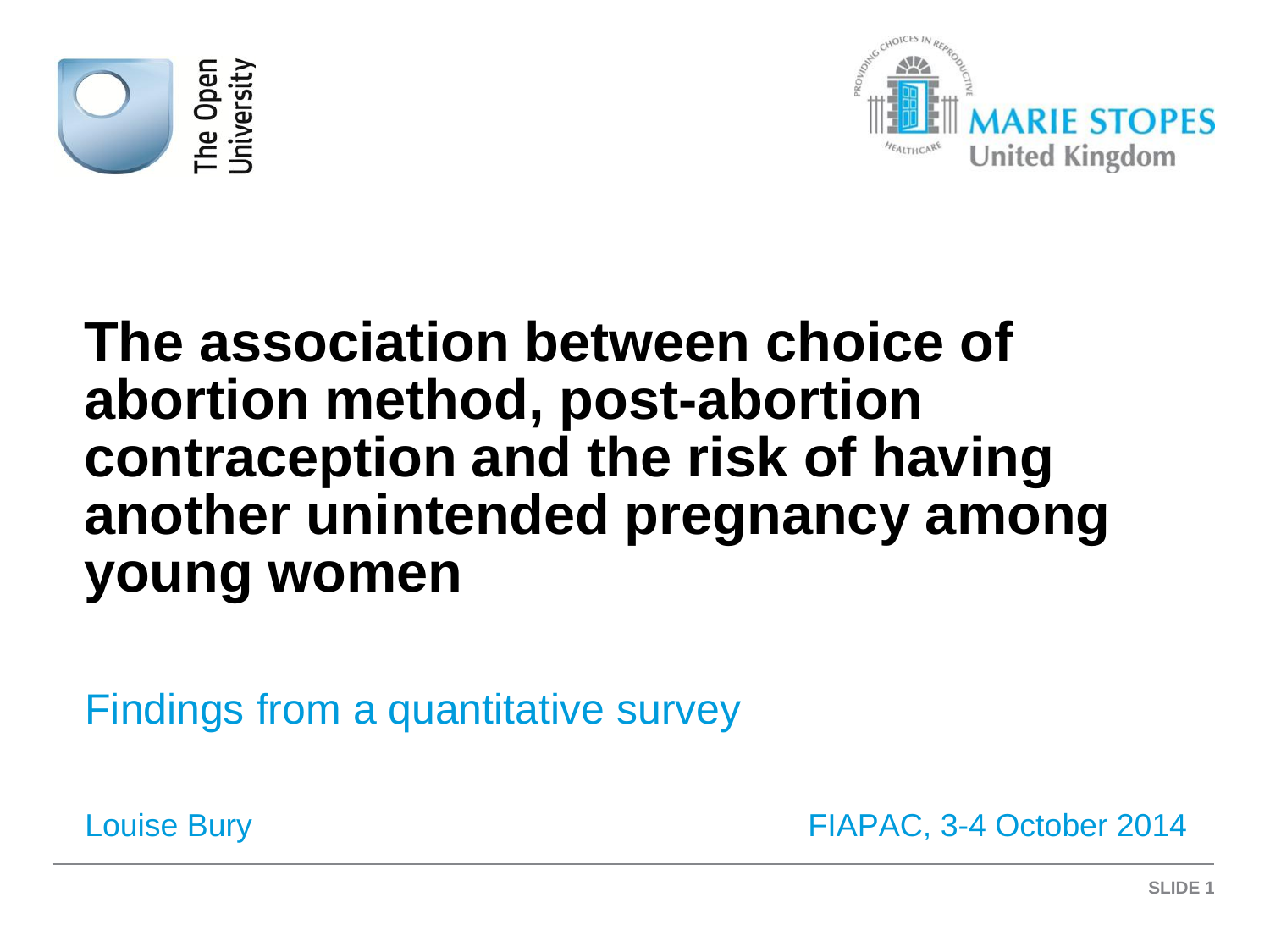# The association between choice of abortion method, post-abortion contraception and the risk of having another unintended pregnancy among young women

Findings from a quantitative survey

Louise Bury

FIAPAC, 3-4 October 2014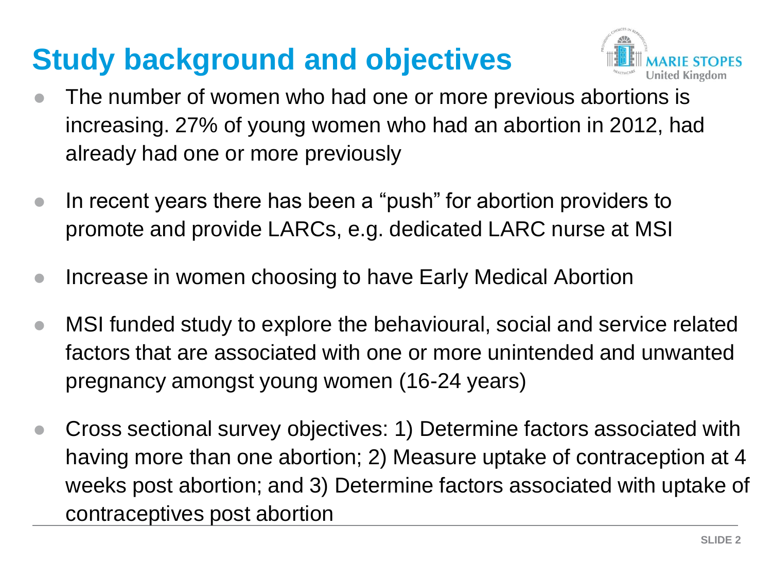# Study background and objectives

- The number of women who had one or more previous abortions is increasing. 27% of young women who had an abortion in 2012, had already had one or more previously
- In recent years there has been a "push" for abortion providers to promote and provide LARCs, e.g. dedicated LARC nurse at MSI
- Increase in women choosing to have Early Medical Abortion
- MSI funded study to explore the behavioural, social and service related factors that are associated with one or more unintended and unwanted pregnancy amongst young women (16-24 years)
- Cross sectional survey objectives: 1) Determine factors associated with having more than one abortion; 2) Measure uptake of contraception at 4 weeks post abortion; and 3) Determine factors associated with uptake of contraceptives post abortion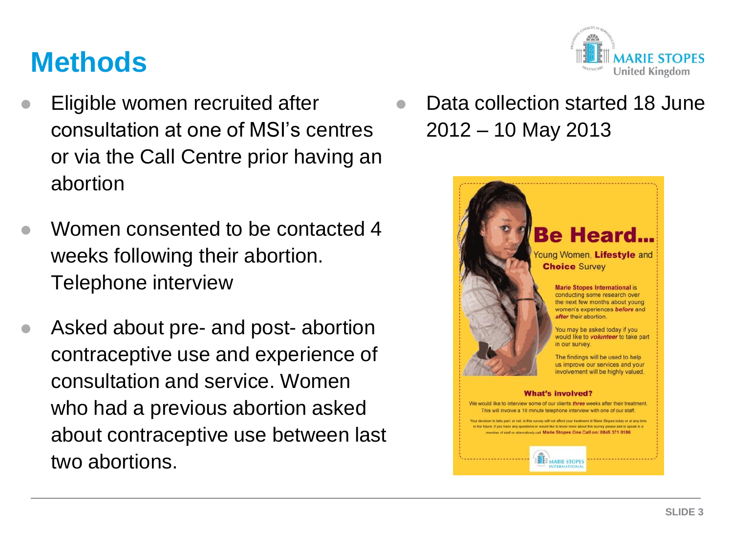# Methods

- Eligible women recruited after consultation at one of MSI's centres or via the Call Centre prior having an abortion
- Women consented to be contacted 4 weeks following their abortion. Telephone interview
- Asked about pre- and post- abortion contraceptive use and experience of consultation and service. Women who had a previous abortion asked about contraceptive use between last two abortions.
- Data collection started 18 June 2012 – 10 May 2013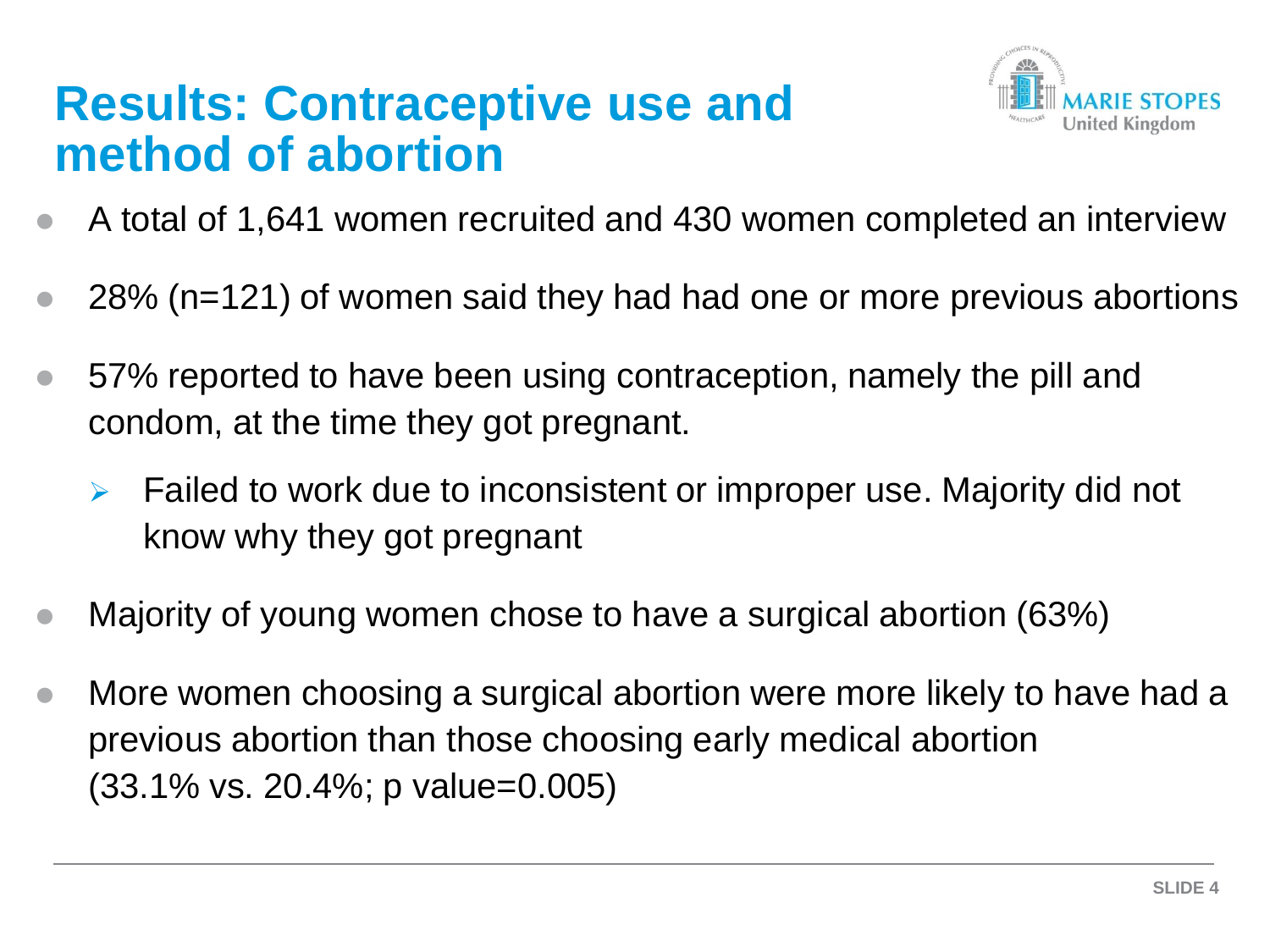# Results: Contraceptive use and method of abortion

- A total of 1,641 women recruited and 430 women completed an interview
- 28% (n=121) of women said they had had one or more previous abortions
- 57% reported to have been using contraception, namely the pill and condom, at the time they got pregnant.
  - Failed to work due to inconsistent or improper use. Majority did not know why they got pregnant
- Majority of young women chose to have a surgical abortion (63%)
- More women choosing a surgical abortion were more likely to have had a previous abortion than those choosing early medical abortion (33.1% vs. 20.4%; p value=0.005)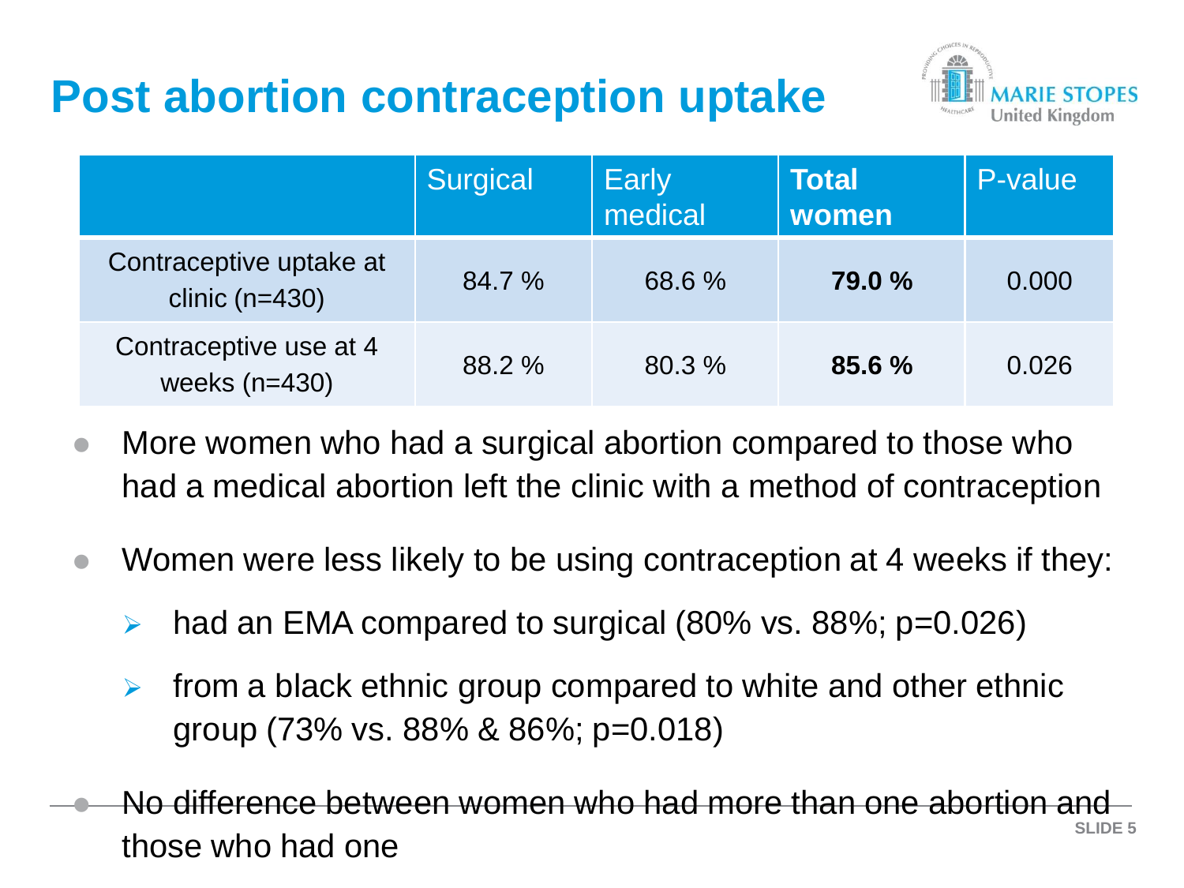# Post abortion contraception uptake

| | Surgical | Early medical | **Total women** | P-value |
|---|---|---|---|---|
| Contraceptive uptake at clinic (n=430) | 84.7 % | 68.6 % | **79.0 %** | 0.000 |
| Contraceptive use at 4 weeks (n=430) | 88.2 % | 80.3 % | **85.6 %** | 0.026 |

- More women who had a surgical abortion compared to those who had a medical abortion left the clinic with a method of contraception
- Women were less likely to be using contraception at 4 weeks if they:
  - had an EMA compared to surgical (80% vs. 88%; p=0.026)
  - from a black ethnic group compared to white and other ethnic group (73% vs. 88% & 86%; p=0.018)
- No difference between women who had more than one abortion and those who had one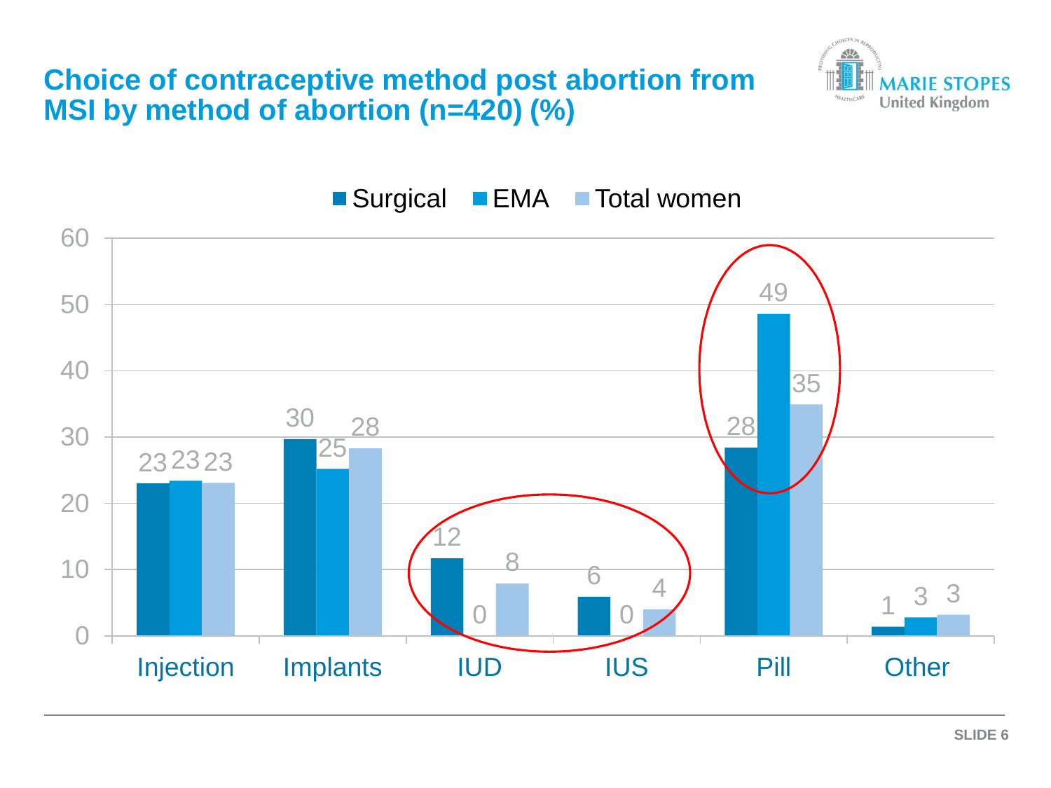# Choice of contraceptive method post abortion from MSI by method of abortion (n=420) (%)

| | Surgical | EMA | Total women |
|---|---|---|---|
| Injection | 23 | 23 | 23 |
| Implants | 30 | 25 | 28 |
| IUD | 12 | 0 | 8 |
| IUS | 6 | 0 | 4 |
| Pill | 28 | 49 | 35 |
| Other | 1 | 3 | 3 |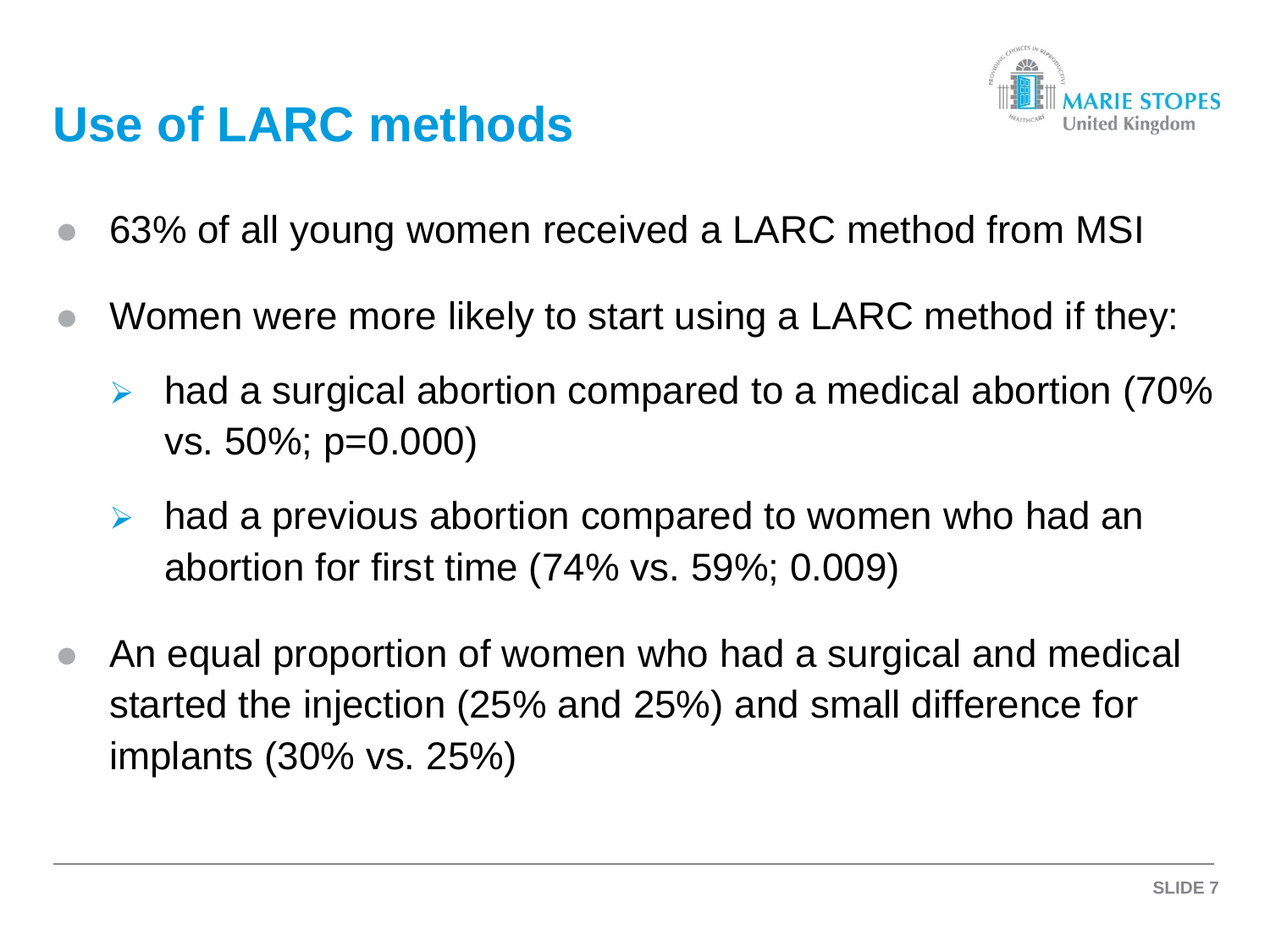# Use of LARC methods

- 63% of all young women received a LARC method from MSI
- Women were more likely to start using a LARC method if they:
  - had a surgical abortion compared to a medical abortion (70% vs. 50%; p=0.000)
  - had a previous abortion compared to women who had an abortion for first time (74% vs. 59%; 0.009)
- An equal proportion of women who had a surgical and medical started the injection (25% and 25%) and small difference for implants (30% vs. 25%)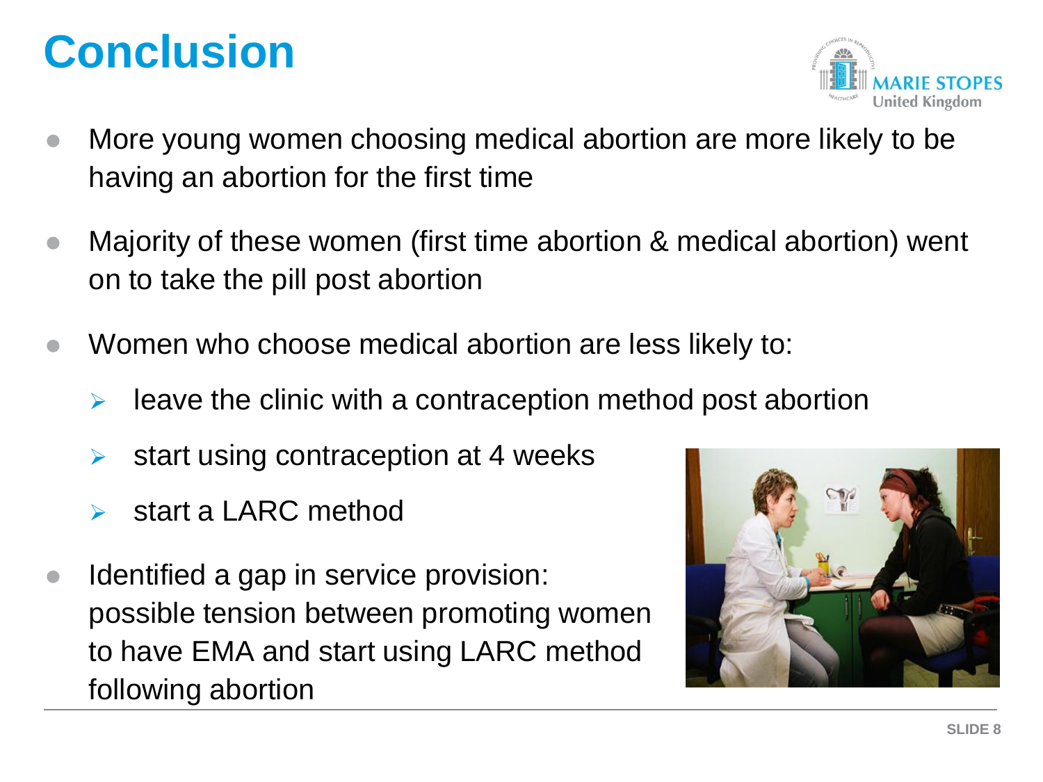# Conclusion

- More young women choosing medical abortion are more likely to be having an abortion for the first time
- Majority of these women (first time abortion & medical abortion) went on to take the pill post abortion
- Women who choose medical abortion are less likely to:
  - leave the clinic with a contraception method post abortion
  - start using contraception at 4 weeks
  - start a LARC method
- Identified a gap in service provision: possible tension between promoting women to have EMA and start using LARC method following abortion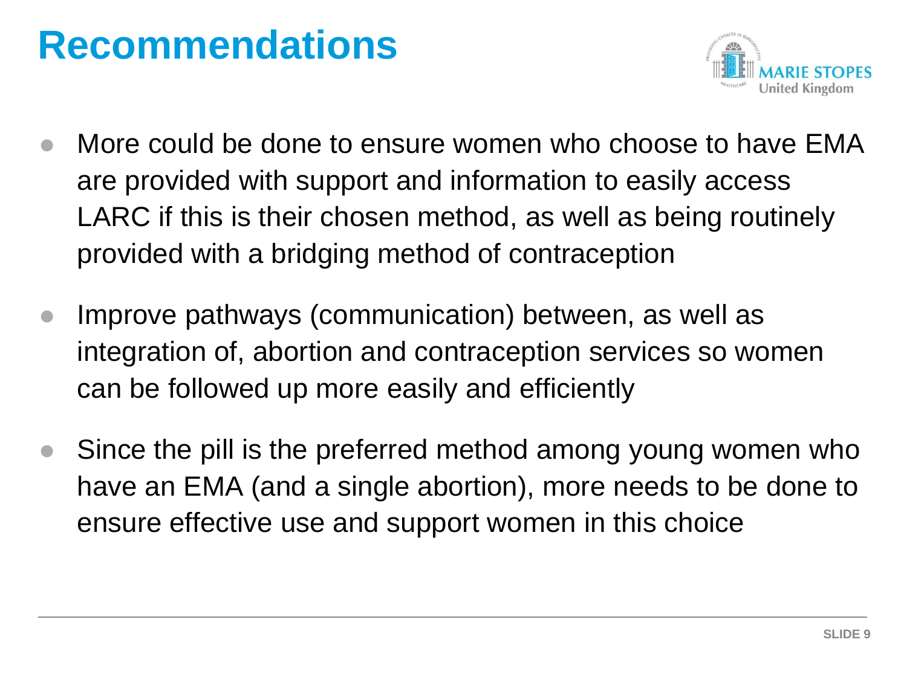# Recommendations

- More could be done to ensure women who choose to have EMA are provided with support and information to easily access LARC if this is their chosen method, as well as being routinely provided with a bridging method of contraception
- Improve pathways (communication) between, as well as integration of, abortion and contraception services so women can be followed up more easily and efficiently
- Since the pill is the preferred method among young women who have an EMA (and a single abortion), more needs to be done to ensure effective use and support women in this choice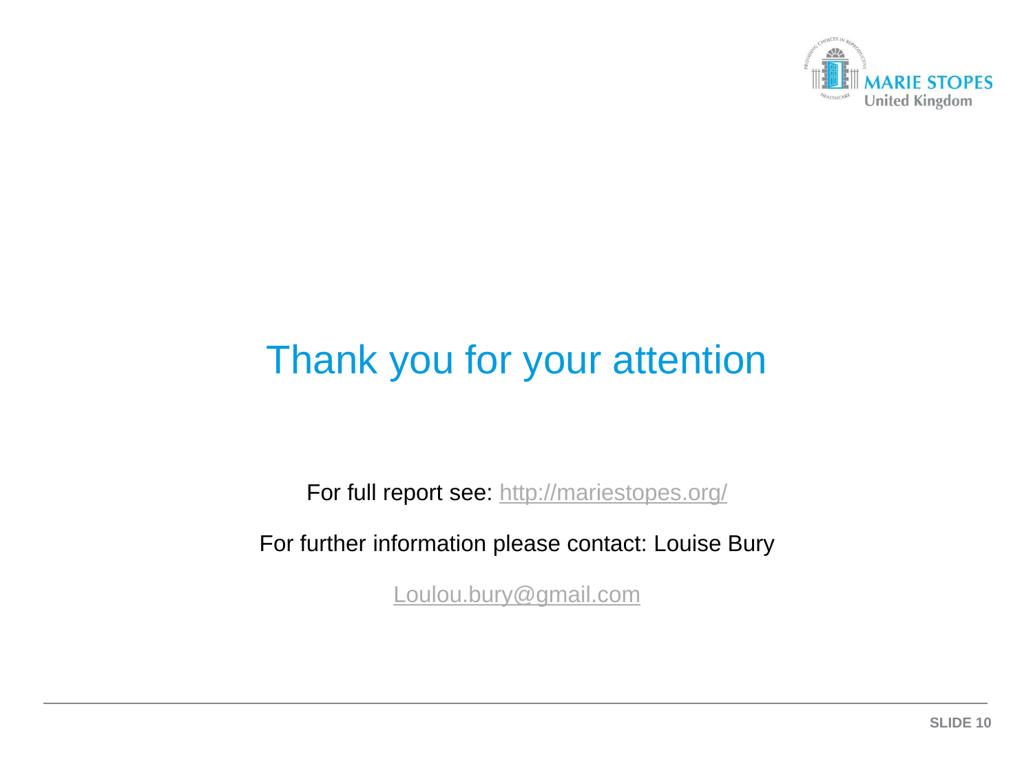# Thank you for your attention

For full report see: http://mariestopes.org/

For further information please contact: Louise Bury

Loulou.bury@gmail.com